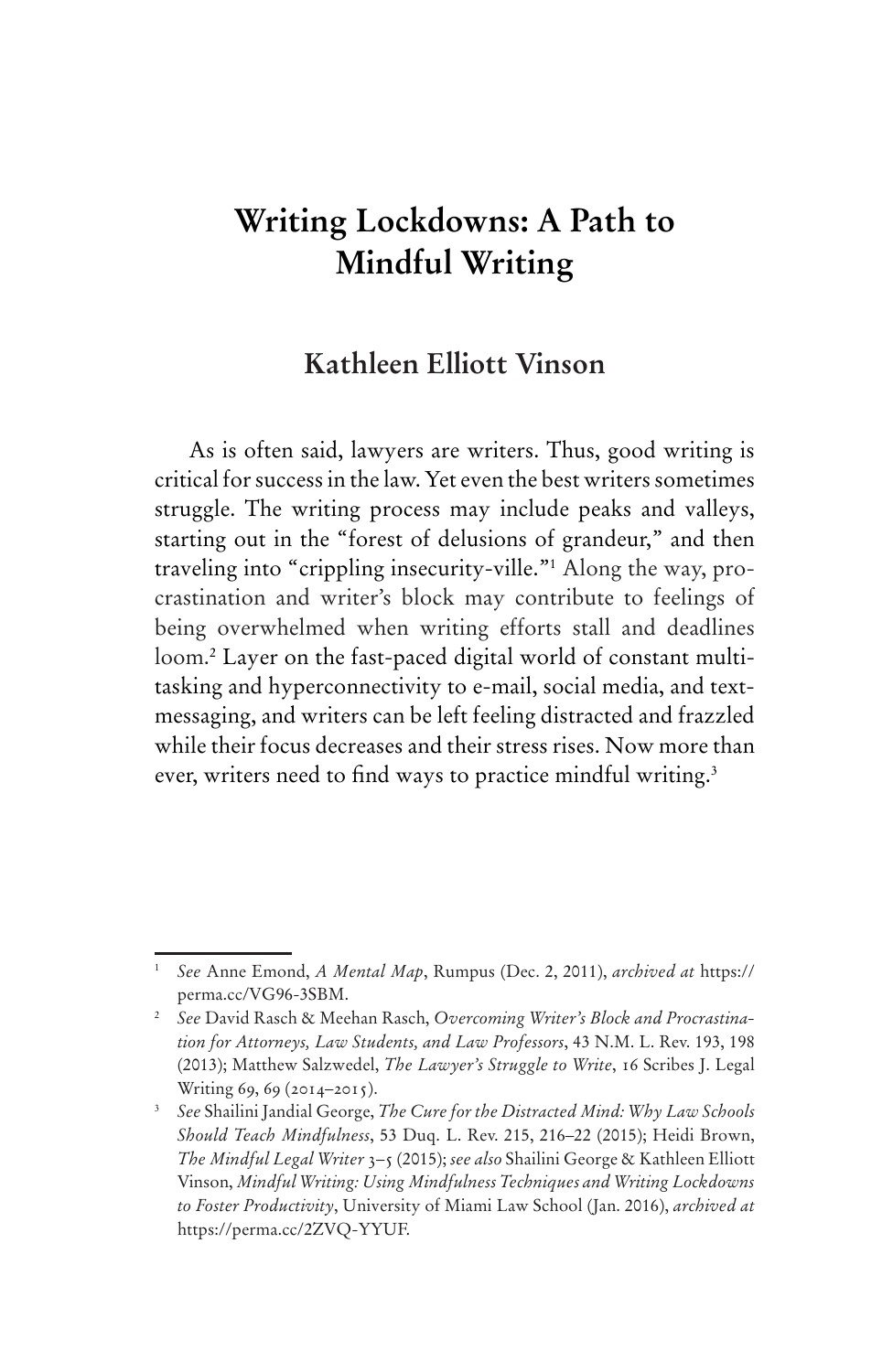# Writing Lockdowns: A Path to Mindful Writing

## Kathleen Elliott Vinson

As is often said, lawyers are writers. Thus, good writing is critical for success in the law. Yet even the best writers sometimes struggle. The writing process may include peaks and valleys, starting out in the "forest of delusions of grandeur," and then traveling into "crippling insecurity-ville."[1] Along the way, procrastination and writer's block may contribute to feelings of being overwhelmed when writing efforts stall and deadlines loom.[2] Layer on the fast-paced digital world of constant multitasking and hyperconnectivity to e-mail, social media, and text-messaging, and writers can be left feeling distracted and frazzled while their focus decreases and their stress rises. Now more than ever, writers need to find ways to practice mindful writing.[3]

---

[1] *See* Anne Emond, *A Mental Map*, Rumpus (Dec. 2, 2011), *archived at* https://perma.cc/VG96-3SBM.

[2] *See* David Rasch & Meehan Rasch, *Overcoming Writer's Block and Procrastination for Attorneys, Law Students, and Law Professors*, 43 N.M. L. Rev. 193, 198 (2013); Matthew Salzwedel, *The Lawyer's Struggle to Write*, 16 Scribes J. Legal Writing 69, 69 (2014–2015).

[3] *See* Shailini Jandial George, *The Cure for the Distracted Mind: Why Law Schools Should Teach Mindfulness*, 53 Duq. L. Rev. 215, 216–22 (2015); Heidi Brown, *The Mindful Legal Writer* 3–5 (2015); *see also* Shailini George & Kathleen Elliott Vinson, *Mindful Writing: Using Mindfulness Techniques and Writing Lockdowns to Foster Productivity*, University of Miami Law School (Jan. 2016), *archived at* https://perma.cc/2ZVQ-YYUF.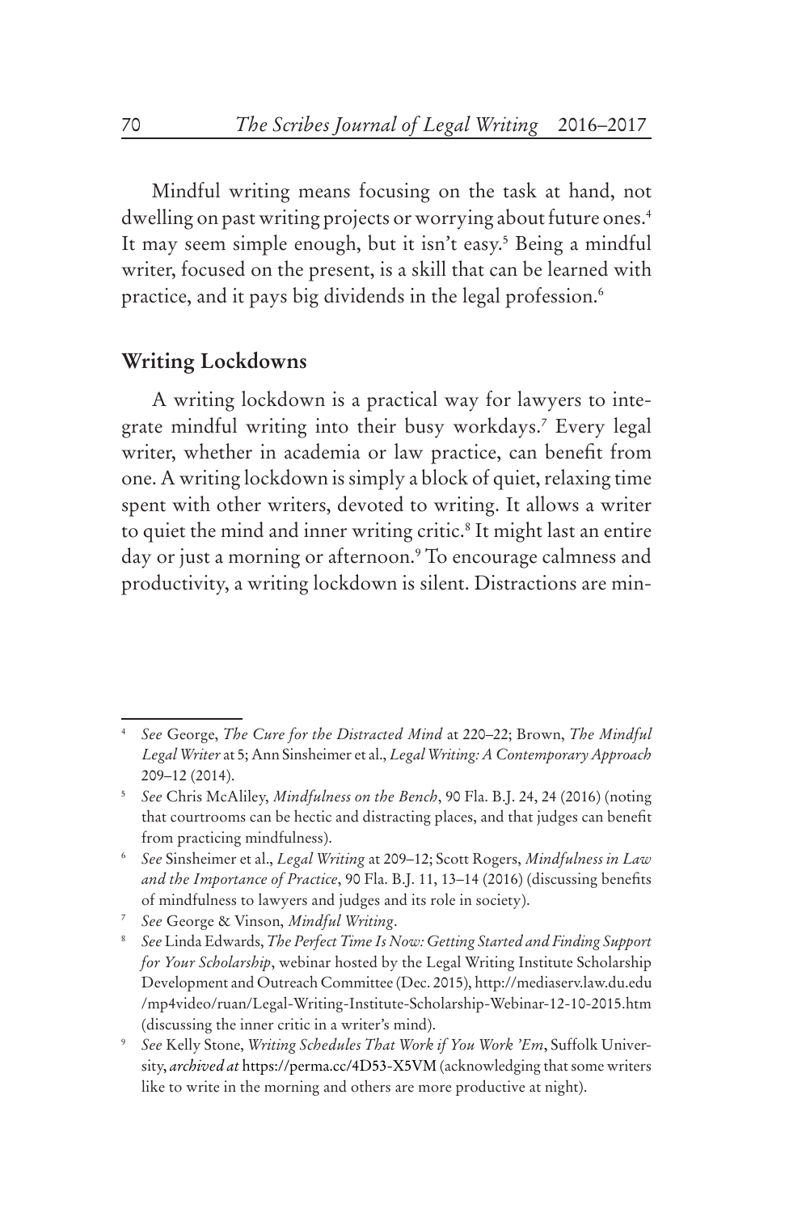Mindful writing means focusing on the task at hand, not dwelling on past writing projects or worrying about future ones.[4] It may seem simple enough, but it isn't easy.[5] Being a mindful writer, focused on the present, is a skill that can be learned with practice, and it pays big dividends in the legal profession.[6]

## Writing Lockdowns

A writing lockdown is a practical way for lawyers to integrate mindful writing into their busy workdays.[7] Every legal writer, whether in academia or law practice, can benefit from one. A writing lockdown is simply a block of quiet, relaxing time spent with other writers, devoted to writing. It allows a writer to quiet the mind and inner writing critic.[8] It might last an entire day or just a morning or afternoon.[9] To encourage calmness and productivity, a writing lockdown is silent. Distractions are min-

---

[4] *See* George, *The Cure for the Distracted Mind* at 220–22; Brown, *The Mindful Legal Writer* at 5; Ann Sinsheimer et al., *Legal Writing: A Contemporary Approach* 209–12 (2014).

[5] *See* Chris McAliley, *Mindfulness on the Bench*, 90 Fla. B.J. 24, 24 (2016) (noting that courtrooms can be hectic and distracting places, and that judges can benefit from practicing mindfulness).

[6] *See* Sinsheimer et al., *Legal Writing* at 209–12; Scott Rogers, *Mindfulness in Law and the Importance of Practice*, 90 Fla. B.J. 11, 13–14 (2016) (discussing benefits of mindfulness to lawyers and judges and its role in society).

[7] *See* George & Vinson, *Mindful Writing*.

[8] *See* Linda Edwards, *The Perfect Time Is Now: Getting Started and Finding Support for Your Scholarship*, webinar hosted by the Legal Writing Institute Scholarship Development and Outreach Committee (Dec. 2015), http://mediaserv.law.du.edu/mp4video/ruan/Legal-Writing-Institute-Scholarship-Webinar-12-10-2015.htm (discussing the inner critic in a writer's mind).

[9] *See* Kelly Stone, *Writing Schedules That Work if You Work 'Em*, Suffolk University, *archived at* https://perma.cc/4D53-X5VM (acknowledging that some writers like to write in the morning and others are more productive at night).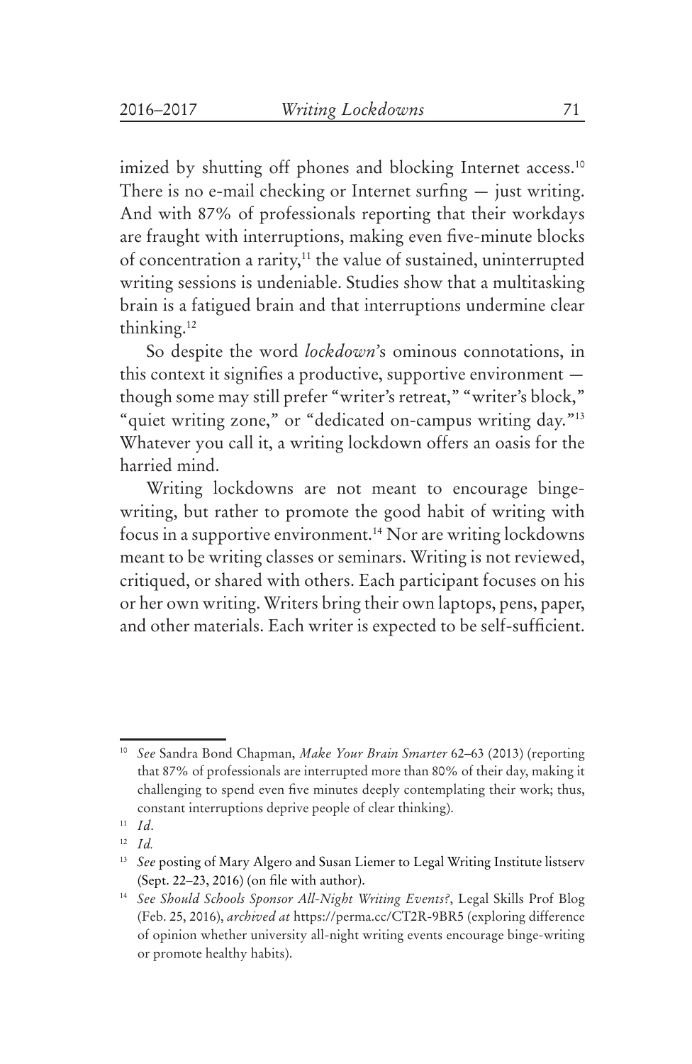imized by shutting off phones and blocking Internet access.[10] There is no e-mail checking or Internet surfing — just writing. And with 87% of professionals reporting that their workdays are fraught with interruptions, making even five-minute blocks of concentration a rarity,[11] the value of sustained, uninterrupted writing sessions is undeniable. Studies show that a multitasking brain is a fatigued brain and that interruptions undermine clear thinking.[12]

So despite the word *lockdown*'s ominous connotations, in this context it signifies a productive, supportive environment — though some may still prefer "writer's retreat," "writer's block," "quiet writing zone," or "dedicated on-campus writing day."[13] Whatever you call it, a writing lockdown offers an oasis for the harried mind.

Writing lockdowns are not meant to encourage binge-writing, but rather to promote the good habit of writing with focus in a supportive environment.[14] Nor are writing lockdowns meant to be writing classes or seminars. Writing is not reviewed, critiqued, or shared with others. Each participant focuses on his or her own writing. Writers bring their own laptops, pens, paper, and other materials. Each writer is expected to be self-sufficient.

---

[10] *See* Sandra Bond Chapman, *Make Your Brain Smarter* 62–63 (2013) (reporting that 87% of professionals are interrupted more than 80% of their day, making it challenging to spend even five minutes deeply contemplating their work; thus, constant interruptions deprive people of clear thinking).

[11] *Id*.

[12] *Id.*

[13] *See* posting of Mary Algero and Susan Liemer to Legal Writing Institute listserv (Sept. 22–23, 2016) (on file with author).

[14] *See Should Schools Sponsor All-Night Writing Events?*, Legal Skills Prof Blog (Feb. 25, 2016), *archived at* https://perma.cc/CT2R-9BR5 (exploring difference of opinion whether university all-night writing events encourage binge-writing or promote healthy habits).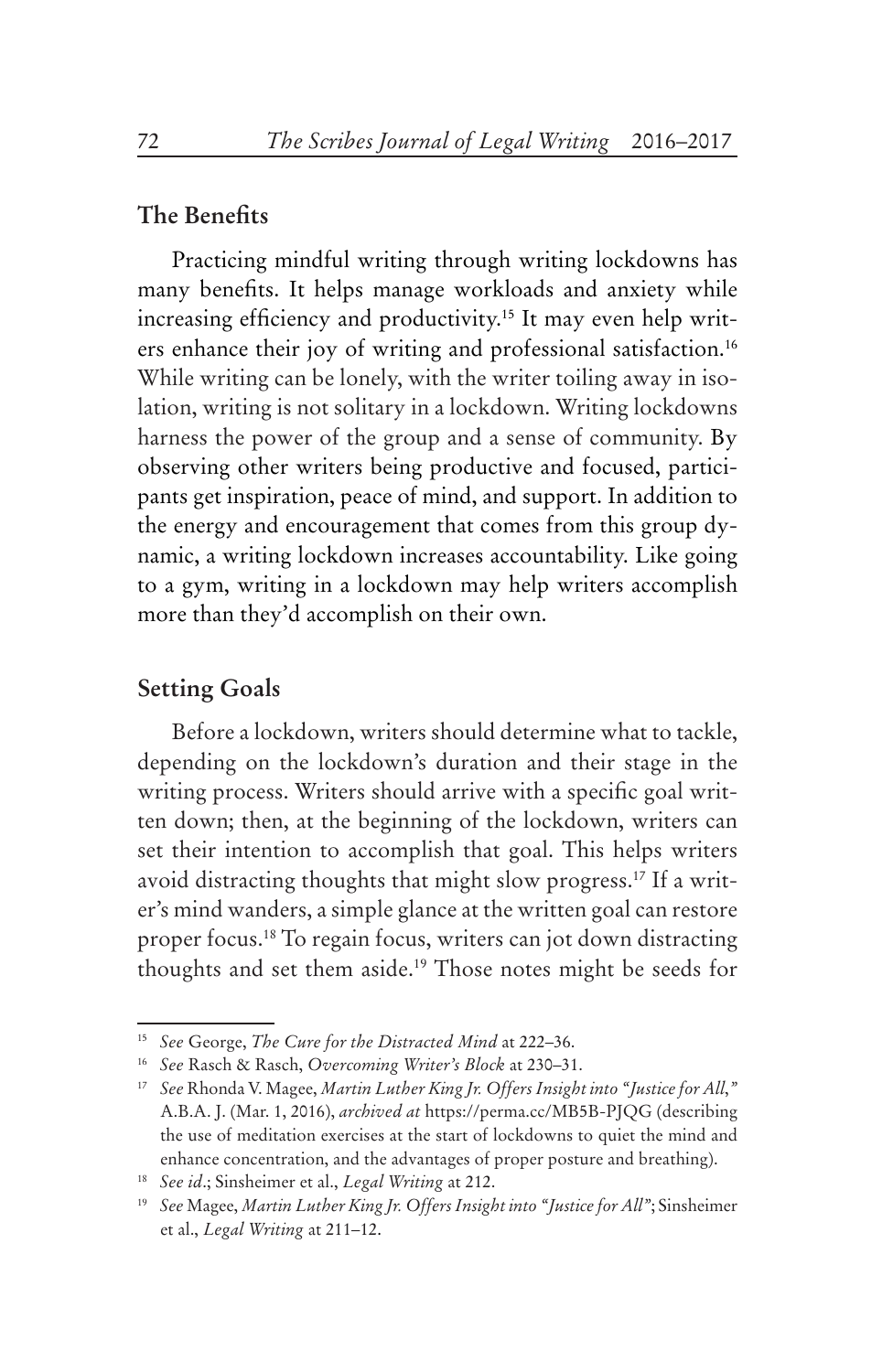## The Benefits

Practicing mindful writing through writing lockdowns has many benefits. It helps manage workloads and anxiety while increasing efficiency and productivity.[15] It may even help writers enhance their joy of writing and professional satisfaction.[16] While writing can be lonely, with the writer toiling away in isolation, writing is not solitary in a lockdown. Writing lockdowns harness the power of the group and a sense of community. By observing other writers being productive and focused, participants get inspiration, peace of mind, and support. In addition to the energy and encouragement that comes from this group dynamic, a writing lockdown increases accountability. Like going to a gym, writing in a lockdown may help writers accomplish more than they'd accomplish on their own.

## Setting Goals

Before a lockdown, writers should determine what to tackle, depending on the lockdown's duration and their stage in the writing process. Writers should arrive with a specific goal written down; then, at the beginning of the lockdown, writers can set their intention to accomplish that goal. This helps writers avoid distracting thoughts that might slow progress.[17] If a writer's mind wanders, a simple glance at the written goal can restore proper focus.[18] To regain focus, writers can jot down distracting thoughts and set them aside.[19] Those notes might be seeds for

---

[15] *See* George, *The Cure for the Distracted Mind* at 222–36.

[16] *See* Rasch & Rasch, *Overcoming Writer's Block* at 230–31.

[17] *See* Rhonda V. Magee, *Martin Luther King Jr. Offers Insight into "Justice for All,"* A.B.A. J. (Mar. 1, 2016), *archived at* https://perma.cc/MB5B-PJQG (describing the use of meditation exercises at the start of lockdowns to quiet the mind and enhance concentration, and the advantages of proper posture and breathing).

[18] *See id*.; Sinsheimer et al., *Legal Writing* at 212.

[19] *See* Magee, *Martin Luther King Jr. Offers Insight into "Justice for All"*; Sinsheimer et al., *Legal Writing* at 211–12.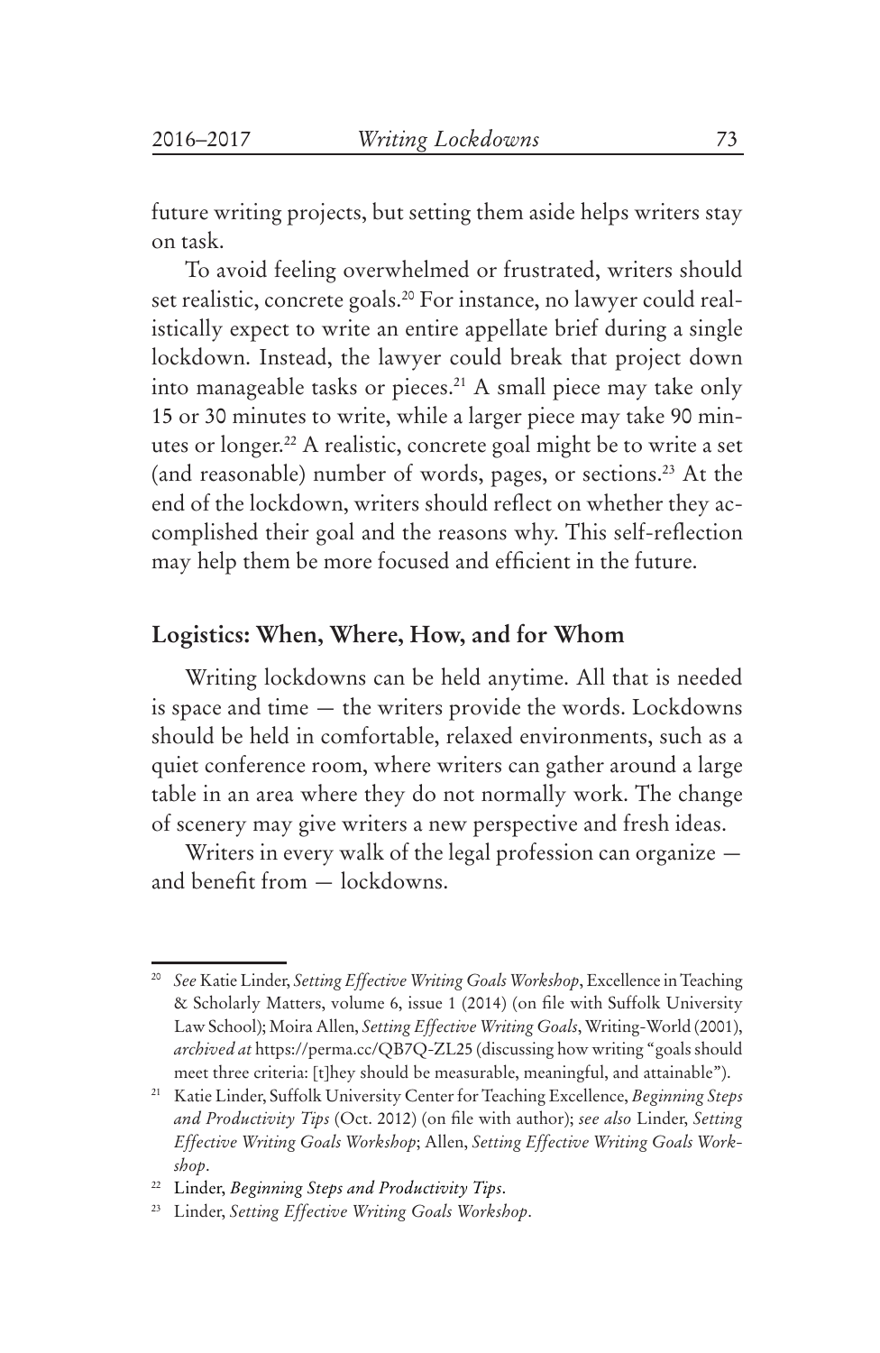future writing projects, but setting them aside helps writers stay on task.

To avoid feeling overwhelmed or frustrated, writers should set realistic, concrete goals.[20] For instance, no lawyer could realistically expect to write an entire appellate brief during a single lockdown. Instead, the lawyer could break that project down into manageable tasks or pieces.[21] A small piece may take only 15 or 30 minutes to write, while a larger piece may take 90 minutes or longer.[22] A realistic, concrete goal might be to write a set (and reasonable) number of words, pages, or sections.[23] At the end of the lockdown, writers should reflect on whether they accomplished their goal and the reasons why. This self-reflection may help them be more focused and efficient in the future.

## Logistics: When, Where, How, and for Whom

Writing lockdowns can be held anytime. All that is needed is space and time — the writers provide the words. Lockdowns should be held in comfortable, relaxed environments, such as a quiet conference room, where writers can gather around a large table in an area where they do not normally work. The change of scenery may give writers a new perspective and fresh ideas.

Writers in every walk of the legal profession can organize — and benefit from — lockdowns.

---

[20] *See* Katie Linder, *Setting Effective Writing Goals Workshop*, Excellence in Teaching & Scholarly Matters, volume 6, issue 1 (2014) (on file with Suffolk University Law School); Moira Allen, *Setting Effective Writing Goals*, Writing-World (2001), *archived at* https://perma.cc/QB7Q-ZL25 (discussing how writing "goals should meet three criteria: [t]hey should be measurable, meaningful, and attainable").

[21] Katie Linder, Suffolk University Center for Teaching Excellence, *Beginning Steps and Productivity Tips* (Oct. 2012) (on file with author); *see also* Linder, *Setting Effective Writing Goals Workshop*; Allen, *Setting Effective Writing Goals Workshop*.

[22] Linder, *Beginning Steps and Productivity Tips*.

[23] Linder, *Setting Effective Writing Goals Workshop*.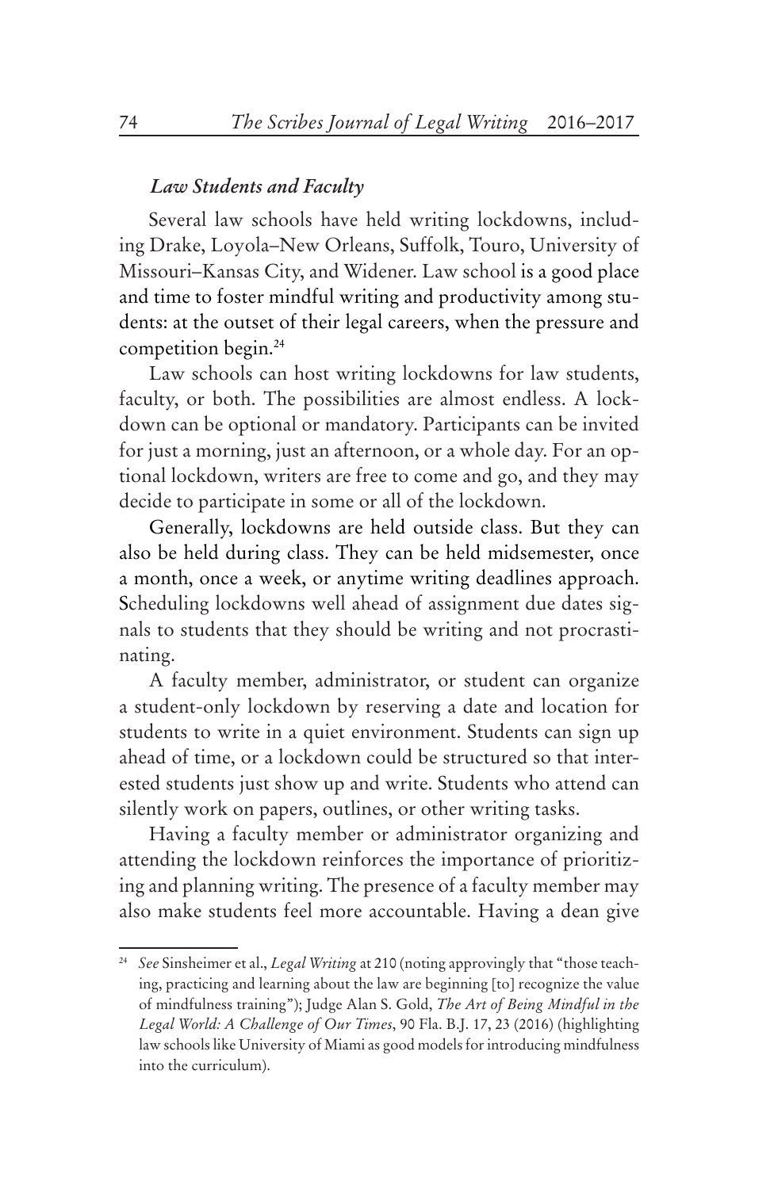### *Law Students and Faculty*

Several law schools have held writing lockdowns, including Drake, Loyola–New Orleans, Suffolk, Touro, University of Missouri–Kansas City, and Widener. Law school is a good place and time to foster mindful writing and productivity among students: at the outset of their legal careers, when the pressure and competition begin.[24]

Law schools can host writing lockdowns for law students, faculty, or both. The possibilities are almost endless. A lockdown can be optional or mandatory. Participants can be invited for just a morning, just an afternoon, or a whole day. For an optional lockdown, writers are free to come and go, and they may decide to participate in some or all of the lockdown.

Generally, lockdowns are held outside class. But they can also be held during class. They can be held midsemester, once a month, once a week, or anytime writing deadlines approach. Scheduling lockdowns well ahead of assignment due dates signals to students that they should be writing and not procrastinating.

A faculty member, administrator, or student can organize a student-only lockdown by reserving a date and location for students to write in a quiet environment. Students can sign up ahead of time, or a lockdown could be structured so that interested students just show up and write. Students who attend can silently work on papers, outlines, or other writing tasks.

Having a faculty member or administrator organizing and attending the lockdown reinforces the importance of prioritizing and planning writing. The presence of a faculty member may also make students feel more accountable. Having a dean give

---

[24] *See* Sinsheimer et al., *Legal Writing* at 210 (noting approvingly that "those teaching, practicing and learning about the law are beginning [to] recognize the value of mindfulness training"); Judge Alan S. Gold, *The Art of Being Mindful in the Legal World: A Challenge of Our Times*, 90 Fla. B.J. 17, 23 (2016) (highlighting law schools like University of Miami as good models for introducing mindfulness into the curriculum).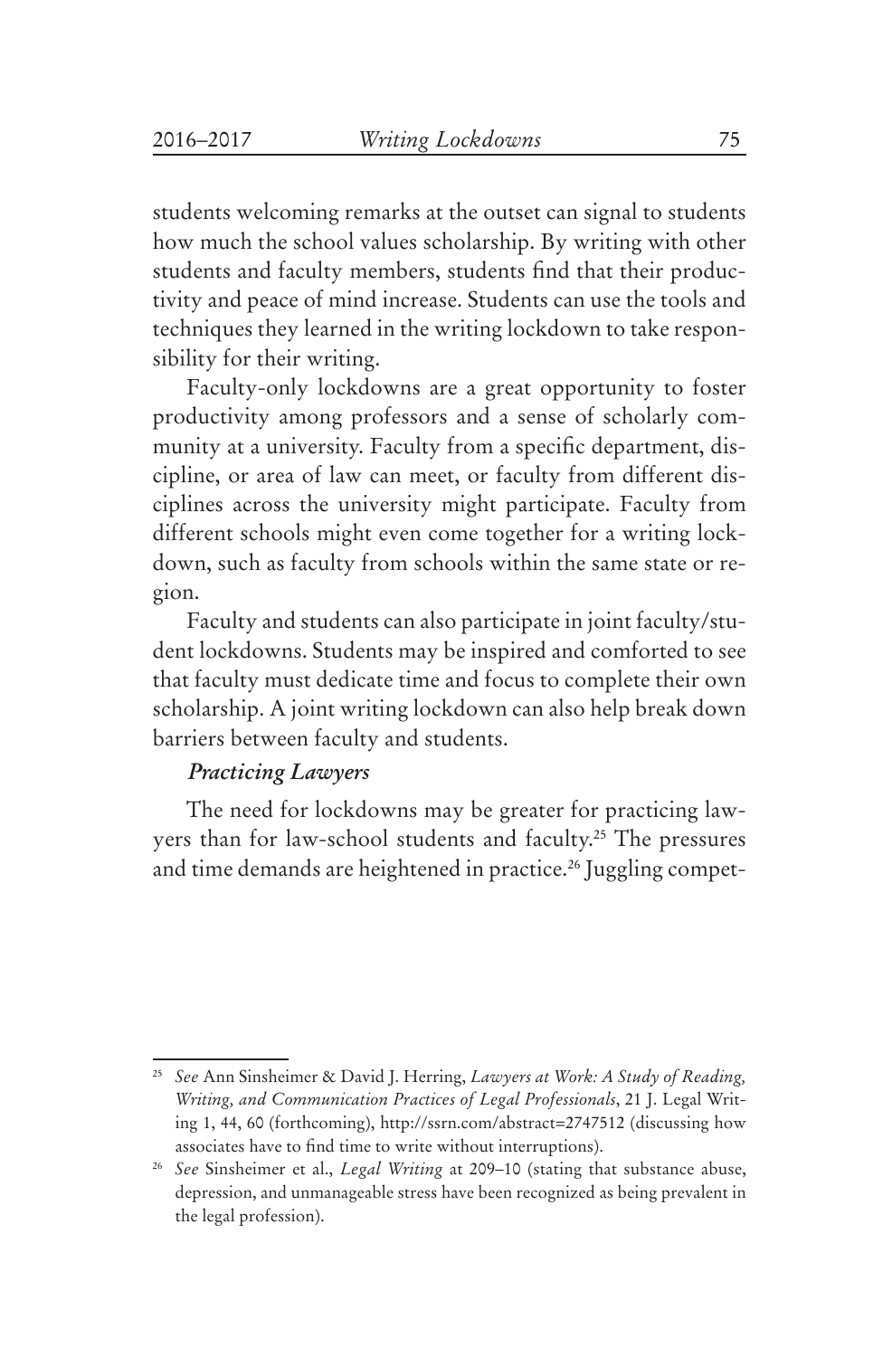students welcoming remarks at the outset can signal to students how much the school values scholarship. By writing with other students and faculty members, students find that their productivity and peace of mind increase. Students can use the tools and techniques they learned in the writing lockdown to take responsibility for their writing.

Faculty-only lockdowns are a great opportunity to foster productivity among professors and a sense of scholarly community at a university. Faculty from a specific department, discipline, or area of law can meet, or faculty from different disciplines across the university might participate. Faculty from different schools might even come together for a writing lockdown, such as faculty from schools within the same state or region.

Faculty and students can also participate in joint faculty/student lockdowns. Students may be inspired and comforted to see that faculty must dedicate time and focus to complete their own scholarship. A joint writing lockdown can also help break down barriers between faculty and students.

### *Practicing Lawyers*

The need for lockdowns may be greater for practicing lawyers than for law-school students and faculty.[25] The pressures and time demands are heightened in practice.[26] Juggling compet-

---

[25] *See* Ann Sinsheimer & David J. Herring, *Lawyers at Work: A Study of Reading, Writing, and Communication Practices of Legal Professionals*, 21 J. Legal Writing 1, 44, 60 (forthcoming), http://ssrn.com/abstract=2747512 (discussing how associates have to find time to write without interruptions).

[26] *See* Sinsheimer et al., *Legal Writing* at 209–10 (stating that substance abuse, depression, and unmanageable stress have been recognized as being prevalent in the legal profession).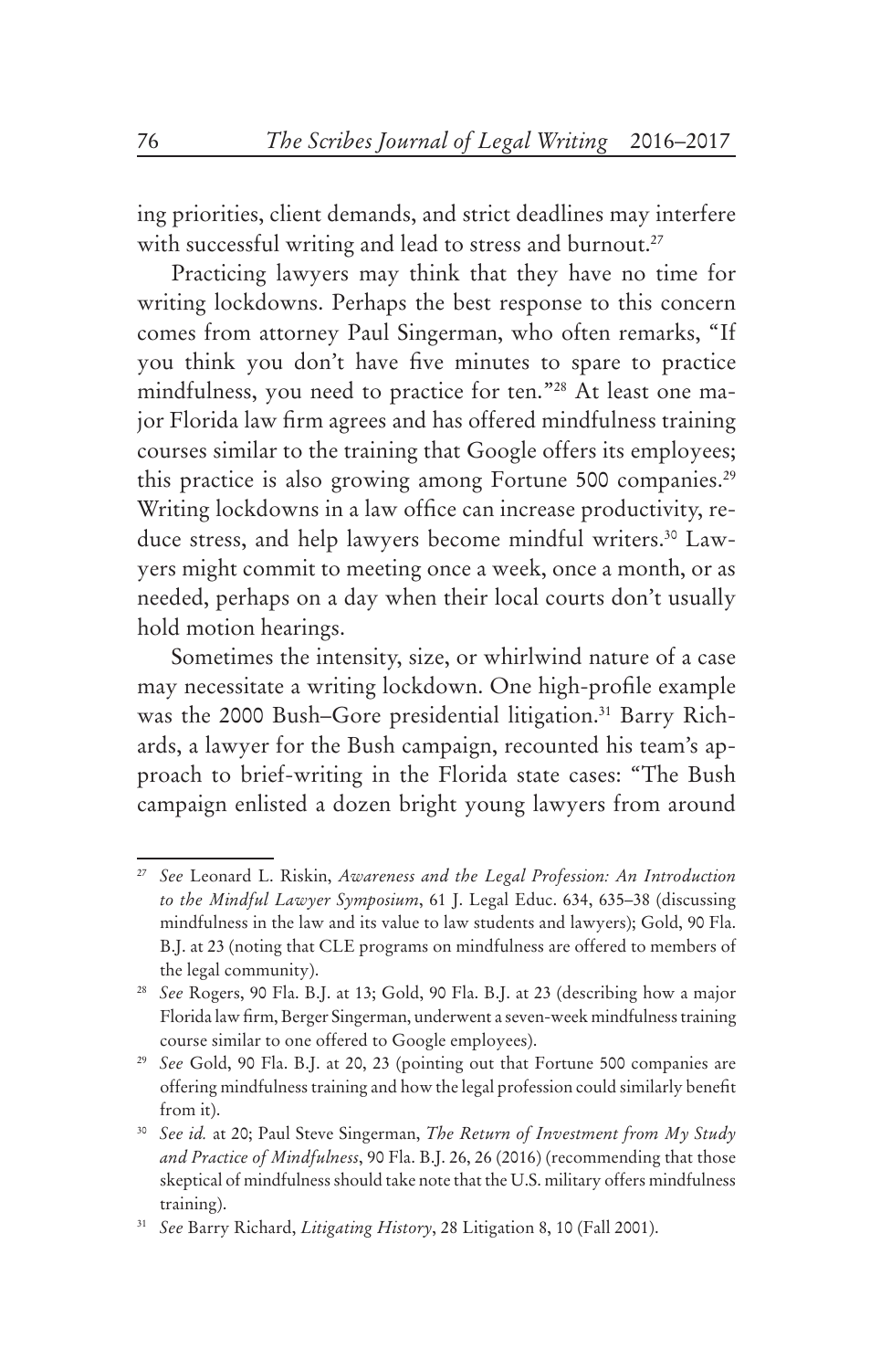ing priorities, client demands, and strict deadlines may interfere with successful writing and lead to stress and burnout.[27]

Practicing lawyers may think that they have no time for writing lockdowns. Perhaps the best response to this concern comes from attorney Paul Singerman, who often remarks, "If you think you don't have five minutes to spare to practice mindfulness, you need to practice for ten."[28] At least one major Florida law firm agrees and has offered mindfulness training courses similar to the training that Google offers its employees; this practice is also growing among Fortune 500 companies.[29] Writing lockdowns in a law office can increase productivity, reduce stress, and help lawyers become mindful writers.[30] Lawyers might commit to meeting once a week, once a month, or as needed, perhaps on a day when their local courts don't usually hold motion hearings.

Sometimes the intensity, size, or whirlwind nature of a case may necessitate a writing lockdown. One high-profile example was the 2000 Bush–Gore presidential litigation.[31] Barry Richards, a lawyer for the Bush campaign, recounted his team's approach to brief-writing in the Florida state cases: "The Bush campaign enlisted a dozen bright young lawyers from around

---

[27] *See* Leonard L. Riskin, *Awareness and the Legal Profession: An Introduction to the Mindful Lawyer Symposium*, 61 J. Legal Educ. 634, 635–38 (discussing mindfulness in the law and its value to law students and lawyers); Gold, 90 Fla. B.J. at 23 (noting that CLE programs on mindfulness are offered to members of the legal community).

[28] *See* Rogers, 90 Fla. B.J. at 13; Gold, 90 Fla. B.J. at 23 (describing how a major Florida law firm, Berger Singerman, underwent a seven-week mindfulness training course similar to one offered to Google employees).

[29] *See* Gold, 90 Fla. B.J. at 20, 23 (pointing out that Fortune 500 companies are offering mindfulness training and how the legal profession could similarly benefit from it).

[30] *See id.* at 20; Paul Steve Singerman, *The Return of Investment from My Study and Practice of Mindfulness*, 90 Fla. B.J. 26, 26 (2016) (recommending that those skeptical of mindfulness should take note that the U.S. military offers mindfulness training).

[31] *See* Barry Richard, *Litigating History*, 28 Litigation 8, 10 (Fall 2001).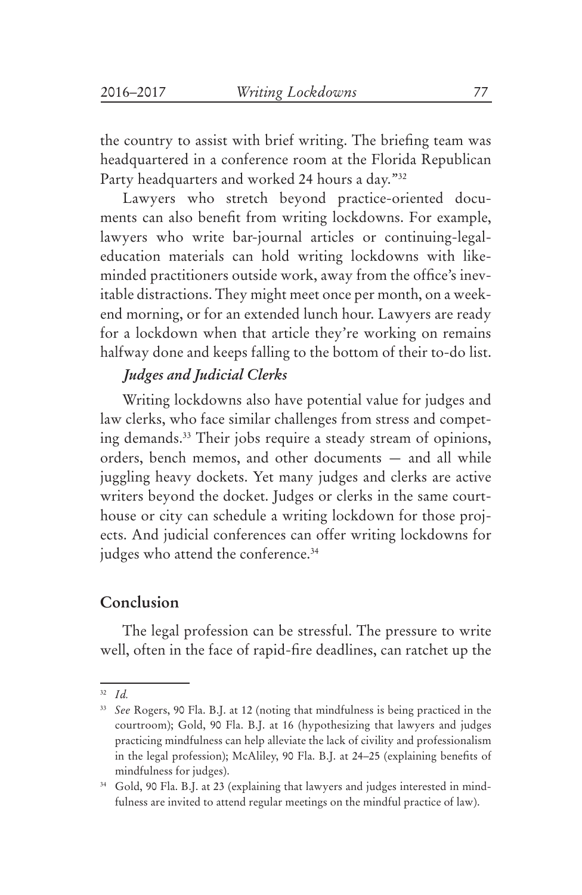the country to assist with brief writing. The briefing team was headquartered in a conference room at the Florida Republican Party headquarters and worked 24 hours a day."[32]

Lawyers who stretch beyond practice-oriented documents can also benefit from writing lockdowns. For example, lawyers who write bar-journal articles or continuing-legal-education materials can hold writing lockdowns with like-minded practitioners outside work, away from the office's inevitable distractions. They might meet once per month, on a weekend morning, or for an extended lunch hour. Lawyers are ready for a lockdown when that article they're working on remains halfway done and keeps falling to the bottom of their to-do list.

### *Judges and Judicial Clerks*

Writing lockdowns also have potential value for judges and law clerks, who face similar challenges from stress and competing demands.[33] Their jobs require a steady stream of opinions, orders, bench memos, and other documents — and all while juggling heavy dockets. Yet many judges and clerks are active writers beyond the docket. Judges or clerks in the same courthouse or city can schedule a writing lockdown for those projects. And judicial conferences can offer writing lockdowns for judges who attend the conference.[34]

## Conclusion

The legal profession can be stressful. The pressure to write well, often in the face of rapid-fire deadlines, can ratchet up the

---

[32] *Id.*

[33] *See* Rogers, 90 Fla. B.J. at 12 (noting that mindfulness is being practiced in the courtroom); Gold, 90 Fla. B.J. at 16 (hypothesizing that lawyers and judges practicing mindfulness can help alleviate the lack of civility and professionalism in the legal profession); McAliley, 90 Fla. B.J. at 24–25 (explaining benefits of mindfulness for judges).

[34] Gold, 90 Fla. B.J. at 23 (explaining that lawyers and judges interested in mindfulness are invited to attend regular meetings on the mindful practice of law).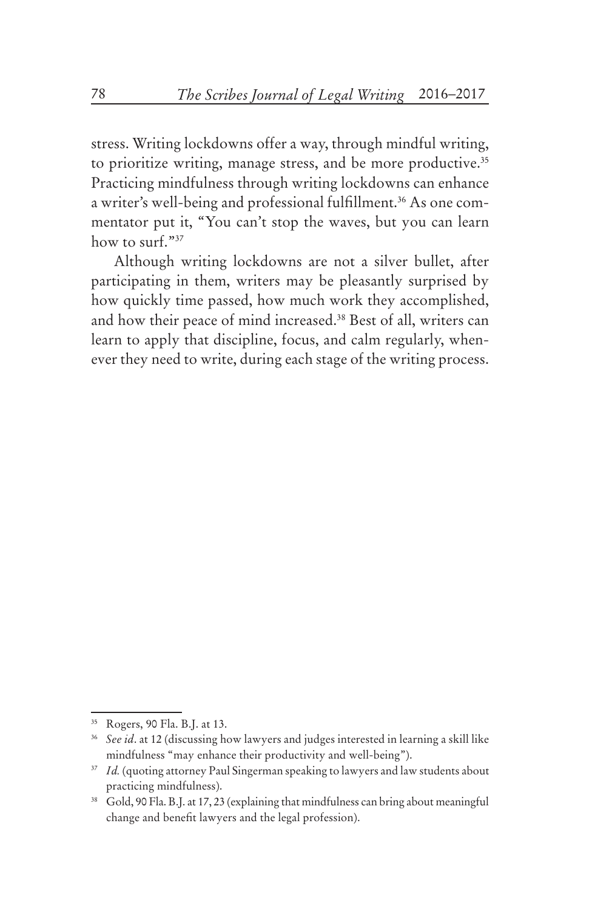stress. Writing lockdowns offer a way, through mindful writing, to prioritize writing, manage stress, and be more productive.[35] Practicing mindfulness through writing lockdowns can enhance a writer's well-being and professional fulfillment.[36] As one commentator put it, "You can't stop the waves, but you can learn how to surf."[37]

Although writing lockdowns are not a silver bullet, after participating in them, writers may be pleasantly surprised by how quickly time passed, how much work they accomplished, and how their peace of mind increased.[38] Best of all, writers can learn to apply that discipline, focus, and calm regularly, whenever they need to write, during each stage of the writing process.

---

[35] Rogers, 90 Fla. B.J. at 13.

[36] *See id*. at 12 (discussing how lawyers and judges interested in learning a skill like mindfulness "may enhance their productivity and well-being").

[37] *Id.* (quoting attorney Paul Singerman speaking to lawyers and law students about practicing mindfulness).

[38] Gold, 90 Fla. B.J. at 17, 23 (explaining that mindfulness can bring about meaningful change and benefit lawyers and the legal profession).